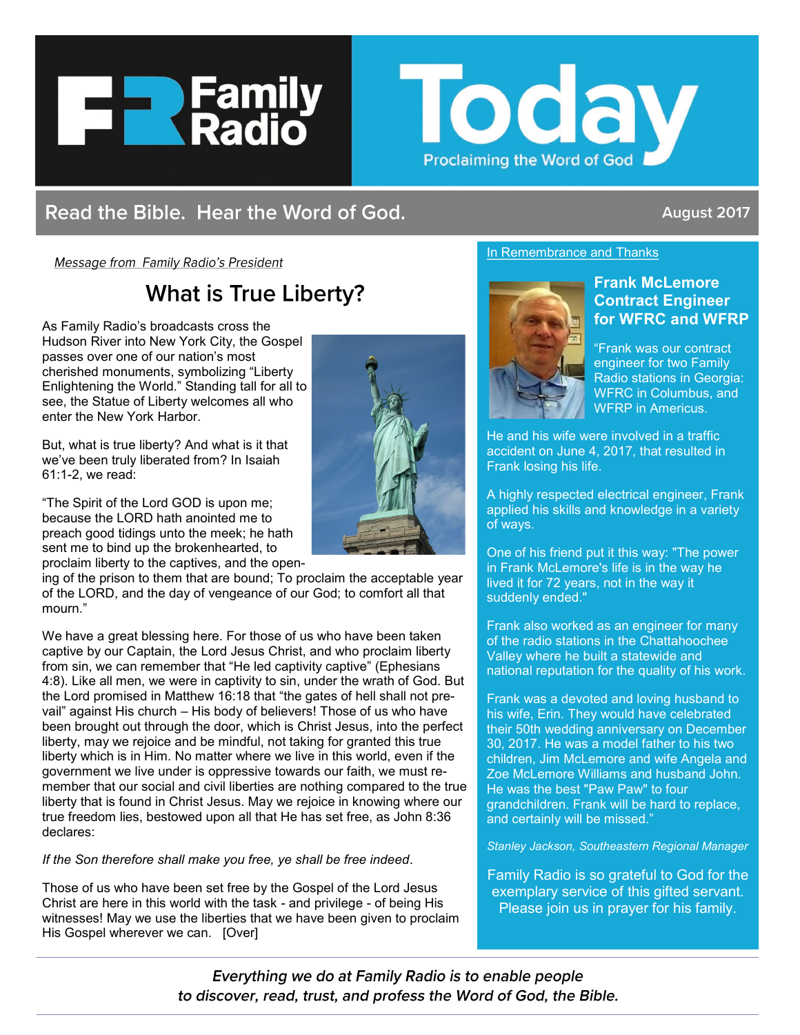# Family Radio Today

Proclaiming the Word of God

**Read the Bible. Hear the Word of God.** August 2017

*Message from Family Radio's President*

## What is True Liberty?

As Family Radio's broadcasts cross the Hudson River into New York City, the Gospel passes over one of our nation's most cherished monuments, symbolizing "Liberty Enlightening the World." Standing tall for all to see, the Statue of Liberty welcomes all who enter the New York Harbor.

But, what is true liberty? And what is it that we've been truly liberated from? In Isaiah 61:1-2, we read:

"The Spirit of the Lord GOD is upon me; because the LORD hath anointed me to preach good tidings unto the meek; he hath sent me to bind up the brokenhearted, to proclaim liberty to the captives, and the opening of the prison to them that are bound; To proclaim the acceptable year of the LORD, and the day of vengeance of our God; to comfort all that mourn."

We have a great blessing here. For those of us who have been taken captive by our Captain, the Lord Jesus Christ, and who proclaim liberty from sin, we can remember that "He led captivity captive" (Ephesians 4:8). Like all men, we were in captivity to sin, under the wrath of God. But the Lord promised in Matthew 16:18 that "the gates of hell shall not prevail" against His church – His body of believers! Those of us who have been brought out through the door, which is Christ Jesus, into the perfect liberty, may we rejoice and be mindful, not taking for granted this true liberty which is in Him. No matter where we live in this world, even if the government we live under is oppressive towards our faith, we must remember that our social and civil liberties are nothing compared to the true liberty that is found in Christ Jesus. May we rejoice in knowing where our true freedom lies, bestowed upon all that He has set free, as John 8:36 declares:

*If the Son therefore shall make you free, ye shall be free indeed*.

Those of us who have been set free by the Gospel of the Lord Jesus Christ are here in this world with the task - and privilege - of being His witnesses! May we use the liberties that we have been given to proclaim His Gospel wherever we can. [Over]

---

In Remembrance and Thanks

### Frank McLemore Contract Engineer for WFRC and WFRP

"Frank was our contract engineer for two Family Radio stations in Georgia: WFRC in Columbus, and WFRP in Americus.

He and his wife were involved in a traffic accident on June 4, 2017, that resulted in Frank losing his life.

A highly respected electrical engineer, Frank applied his skills and knowledge in a variety of ways.

One of his friend put it this way: "The power in Frank McLemore's life is in the way he lived it for 72 years, not in the way it suddenly ended."

Frank also worked as an engineer for many of the radio stations in the Chattahoochee Valley where he built a statewide and national reputation for the quality of his work.

Frank was a devoted and loving husband to his wife, Erin. They would have celebrated their 50th wedding anniversary on December 30, 2017. He was a model father to his two children, Jim McLemore and wife Angela and Zoe McLemore Williams and husband John. He was the best "Paw Paw" to four grandchildren. Frank will be hard to replace, and certainly will be missed."

*Stanley Jackson, Southeastern Regional Manager*

Family Radio is so grateful to God for the exemplary service of this gifted servant. Please join us in prayer for his family.

---

***Everything we do at Family Radio is to enable people to discover, read, trust, and profess the Word of God, the Bible.***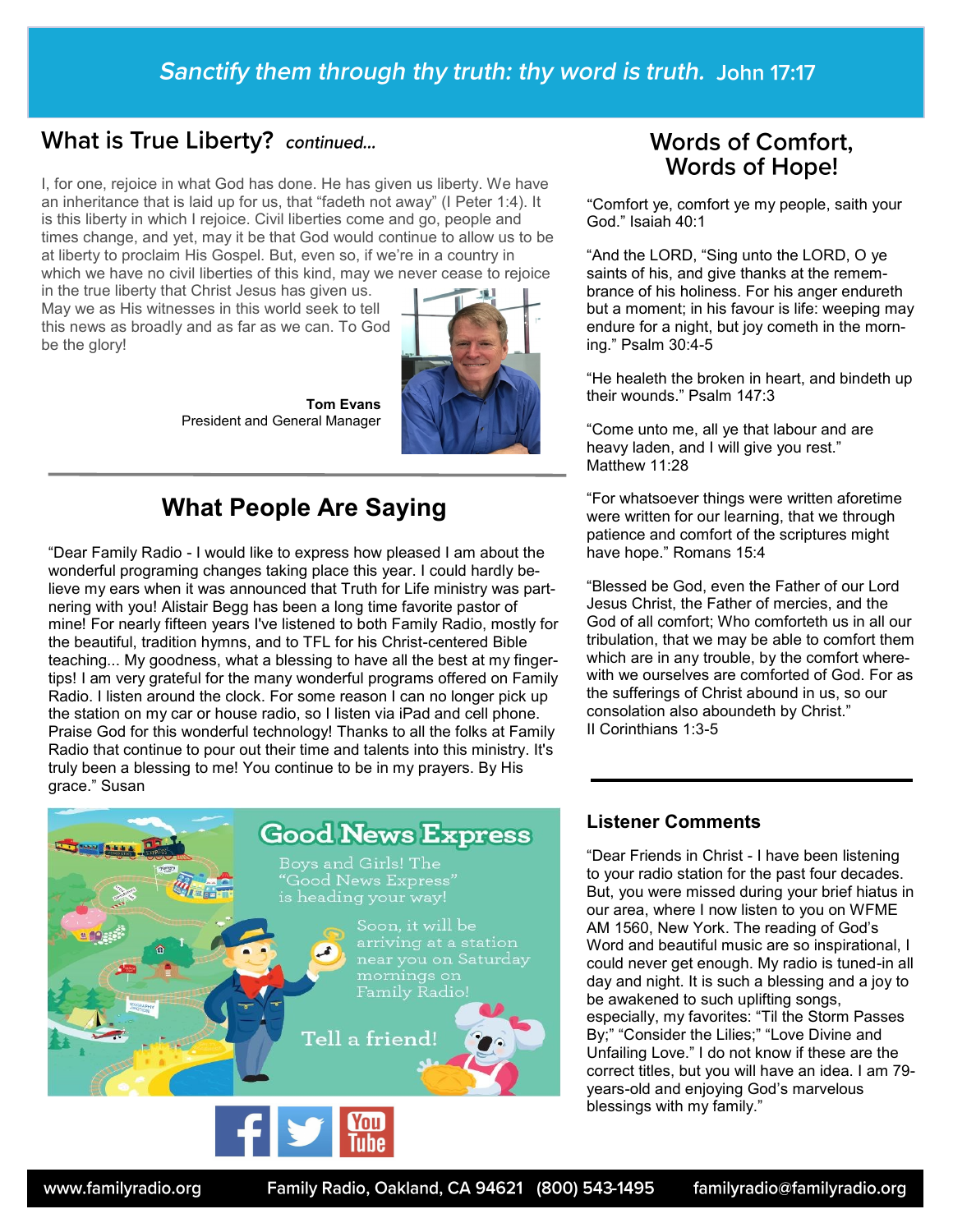*Sanctify them through thy truth: thy word is truth.* John 17:17

## What is True Liberty? *continued...*

I, for one, rejoice in what God has done. He has given us liberty. We have an inheritance that is laid up for us, that “fadeth not away” (I Peter 1:4). It is this liberty in which I rejoice. Civil liberties come and go, people and times change, and yet, may it be that God would continue to allow us to be at liberty to proclaim His Gospel. But, even so, if we’re in a country in which we have no civil liberties of this kind, may we never cease to rejoice in the true liberty that Christ Jesus has given us. May we as His witnesses in this world seek to tell this news as broadly and as far as we can. To God be the glory!

**Tom Evans**
President and General Manager

## What People Are Saying

“Dear Family Radio - I would like to express how pleased I am about the wonderful programing changes taking place this year. I could hardly believe my ears when it was announced that Truth for Life ministry was partnering with you! Alistair Begg has been a long time favorite pastor of mine! For nearly fifteen years I've listened to both Family Radio, mostly for the beautiful, tradition hymns, and to TFL for his Christ-centered Bible teaching... My goodness, what a blessing to have all the best at my fingertips! I am very grateful for the many wonderful programs offered on Family Radio. I listen around the clock. For some reason I can no longer pick up the station on my car or house radio, so I listen via iPad and cell phone. Praise God for this wonderful technology! Thanks to all the folks at Family Radio that continue to pour out their time and talents into this ministry. It's truly been a blessing to me! You continue to be in my prayers. By His grace.” Susan

## Good News Express

Boys and Girls! The “Good News Express” is heading your way!

Soon, it will be arriving at a station near you on Saturday mornings on Family Radio!

Tell a friend!

## Words of Comfort, Words of Hope!

“Comfort ye, comfort ye my people, saith your God.” Isaiah 40:1

“And the LORD, “Sing unto the LORD, O ye saints of his, and give thanks at the remembrance of his holiness. For his anger endureth but a moment; in his favour is life: weeping may endure for a night, but joy cometh in the morning.” Psalm 30:4-5

“He healeth the broken in heart, and bindeth up their wounds.” Psalm 147:3

“Come unto me, all ye that labour and are heavy laden, and I will give you rest.” Matthew 11:28

“For whatsoever things were written aforetime were written for our learning, that we through patience and comfort of the scriptures might have hope.” Romans 15:4

“Blessed be God, even the Father of our Lord Jesus Christ, the Father of mercies, and the God of all comfort; Who comforteth us in all our tribulation, that we may be able to comfort them which are in any trouble, by the comfort wherewith we ourselves are comforted of God. For as the sufferings of Christ abound in us, so our consolation also aboundeth by Christ.” II Corinthians 1:3-5

### Listener Comments

“Dear Friends in Christ - I have been listening to your radio station for the past four decades. But, you were missed during your brief hiatus in our area, where I now listen to you on WFME AM 1560, New York. The reading of God’s Word and beautiful music are so inspirational, I could never get enough. My radio is tuned-in all day and night. It is such a blessing and a joy to be awakened to such uplifting songs, especially, my favorites: “Til the Storm Passes By;” “Consider the Lilies;” “Love Divine and Unfailing Love.” I do not know if these are the correct titles, but you will have an idea. I am 79-years-old and enjoying God’s marvelous blessings with my family.”

www.familyradio.org Family Radio, Oakland, CA 94621 (800) 543-1495 familyradio@familyradio.org